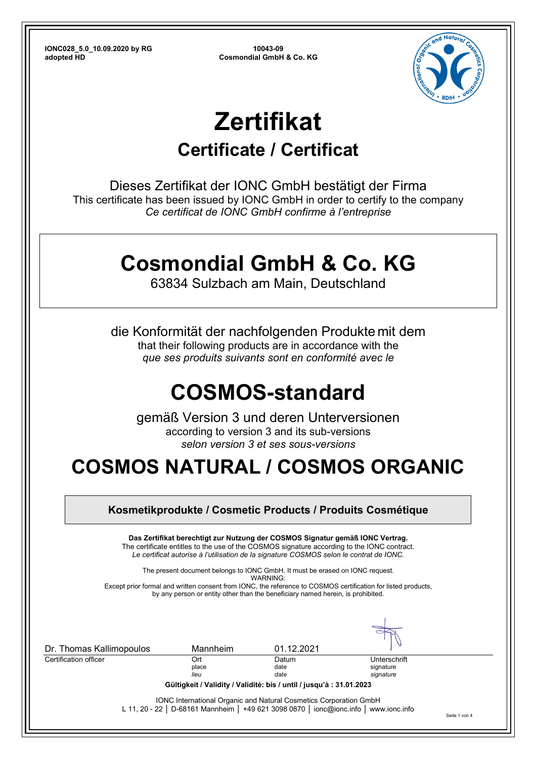**IONC028_5.0_10.09.2020 by RG**
**adopted HD**

**10043-09**
**Cosmondial GmbH & Co. KG**

# Zertifikat

## Certificate / Certificat

Dieses Zertifikat der IONC GmbH bestätigt der Firma
This certificate has been issued by IONC GmbH in order to certify to the company
*Ce certificat de IONC GmbH confirme à l'entreprise*

# Cosmondial GmbH & Co. KG

63834 Sulzbach am Main, Deutschland

die Konformität der nachfolgenden Produkte mit dem
that their following products are in accordance with the
*que ses produits suivants sont en conformité avec le*

# COSMOS-standard

gemäß Version 3 und deren Unterversionen
according to version 3 and its sub-versions
*selon version 3 et ses sous-versions*

# COSMOS NATURAL / COSMOS ORGANIC

**Kosmetikprodukte / Cosmetic Products / Produits Cosmétique**

**Das Zertifikat berechtigt zur Nutzung der COSMOS Signatur gemäß IONC Vertrag.**
The certificate entitles to the use of the COSMOS signature according to the IONC contract.
*Le certificat autorise à l'utilisation de la signature COSMOS selon le contrat de IONC.*

The present document belongs to IONC GmbH. It must be erased on IONC request.
WARNING:
Except prior formal and written consent from IONC, the reference to COSMOS certification for listed products, by any person or entity other than the beneficiary named herein, is prohibited.

| Dr. Thomas Kallimopoulos | Mannheim | 01.12.2021 | |
|---|---|---|---|
| Certification officer | Ort<br>place<br>*lieu* | Datum<br>date<br>*date* | Unterschrift<br>signature<br>*signature* |

**Gültigkeit / Validity / Validité: bis / until / jusqu'à : 31.01.2023**

IONC International Organic and Natural Cosmetics Corporation GmbH
L 11, 20 - 22 │ D-68161 Mannheim │ +49 621 3098 0870 │ ionc@ionc.info │ www.ionc.info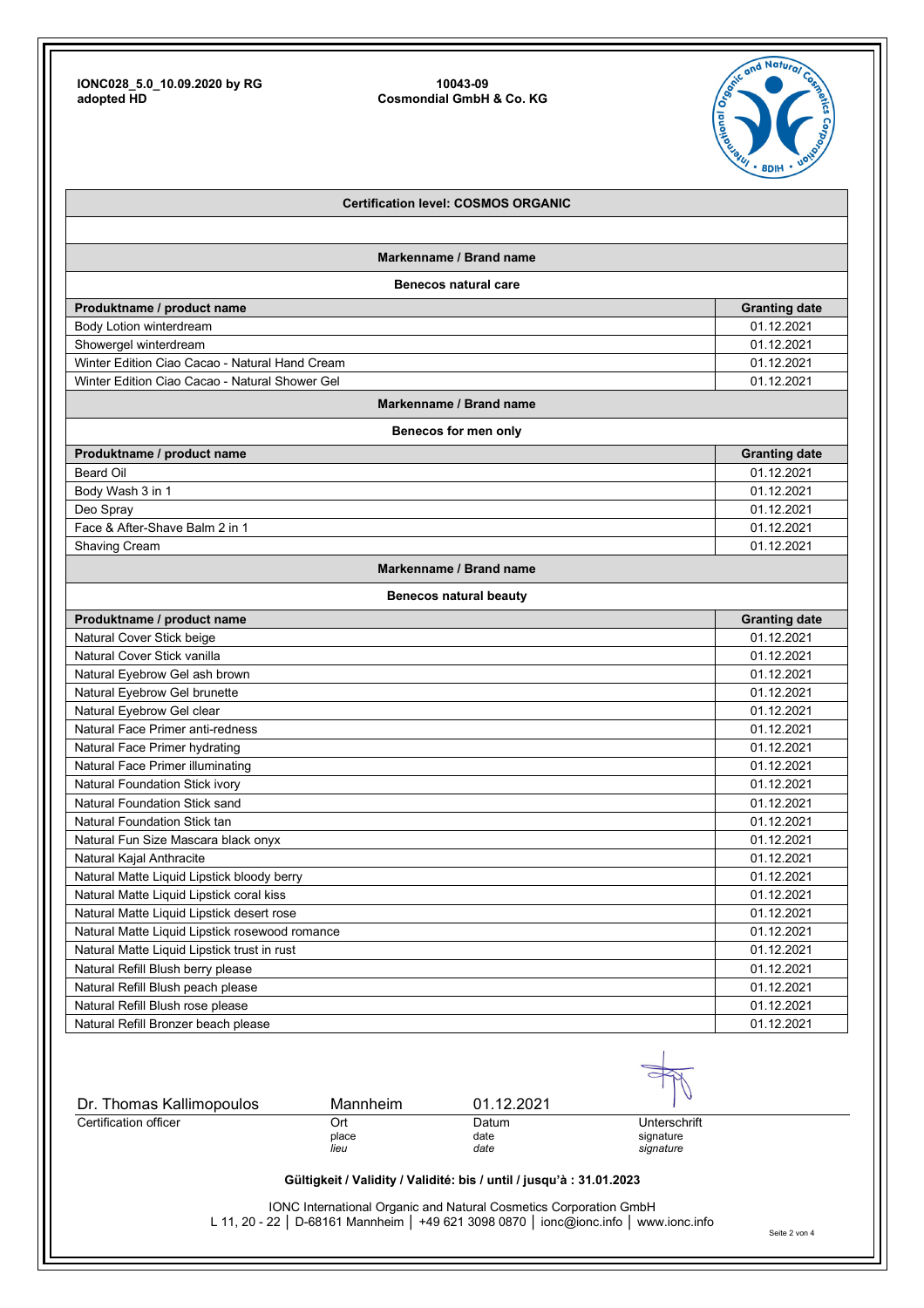IONC028_5.0_10.09.2020 by RG
adopted HD

10043-09
Cosmondial GmbH & Co. KG

**Certification level: COSMOS ORGANIC**

**Markenname / Brand name**

**Benecos natural care**

| Produktname / product name | Granting date |
|---|---|
| Body Lotion winterdream | 01.12.2021 |
| Showergel winterdream | 01.12.2021 |
| Winter Edition Ciao Cacao - Natural Hand Cream | 01.12.2021 |
| Winter Edition Ciao Cacao - Natural Shower Gel | 01.12.2021 |

**Markenname / Brand name**

**Benecos for men only**

| Produktname / product name | Granting date |
|---|---|
| Beard Oil | 01.12.2021 |
| Body Wash 3 in 1 | 01.12.2021 |
| Deo Spray | 01.12.2021 |
| Face & After-Shave Balm 2 in 1 | 01.12.2021 |
| Shaving Cream | 01.12.2021 |

**Markenname / Brand name**

**Benecos natural beauty**

| Produktname / product name | Granting date |
|---|---|
| Natural Cover Stick beige | 01.12.2021 |
| Natural Cover Stick vanilla | 01.12.2021 |
| Natural Eyebrow Gel ash brown | 01.12.2021 |
| Natural Eyebrow Gel brunette | 01.12.2021 |
| Natural Eyebrow Gel clear | 01.12.2021 |
| Natural Face Primer anti-redness | 01.12.2021 |
| Natural Face Primer hydrating | 01.12.2021 |
| Natural Face Primer illuminating | 01.12.2021 |
| Natural Foundation Stick ivory | 01.12.2021 |
| Natural Foundation Stick sand | 01.12.2021 |
| Natural Foundation Stick tan | 01.12.2021 |
| Natural Fun Size Mascara black onyx | 01.12.2021 |
| Natural Kajal Anthracite | 01.12.2021 |
| Natural Matte Liquid Lipstick bloody berry | 01.12.2021 |
| Natural Matte Liquid Lipstick coral kiss | 01.12.2021 |
| Natural Matte Liquid Lipstick desert rose | 01.12.2021 |
| Natural Matte Liquid Lipstick rosewood romance | 01.12.2021 |
| Natural Matte Liquid Lipstick trust in rust | 01.12.2021 |
| Natural Refill Blush berry please | 01.12.2021 |
| Natural Refill Blush peach please | 01.12.2021 |
| Natural Refill Blush rose please | 01.12.2021 |
| Natural Refill Bronzer beach please | 01.12.2021 |

| Dr. Thomas Kallimopoulos | Mannheim | 01.12.2021 | |
|---|---|---|---|
| Certification officer | Ort<br>place<br>*lieu* | Datum<br>date<br>*date* | Unterschrift<br>signature<br>*signature* |

**Gültigkeit / Validity / Validité: bis / until / jusqu'à : 31.01.2023**

IONC International Organic and Natural Cosmetics Corporation GmbH
L 11, 20 - 22 │ D-68161 Mannheim │ +49 621 3098 0870 │ ionc@ionc.info │ www.ionc.info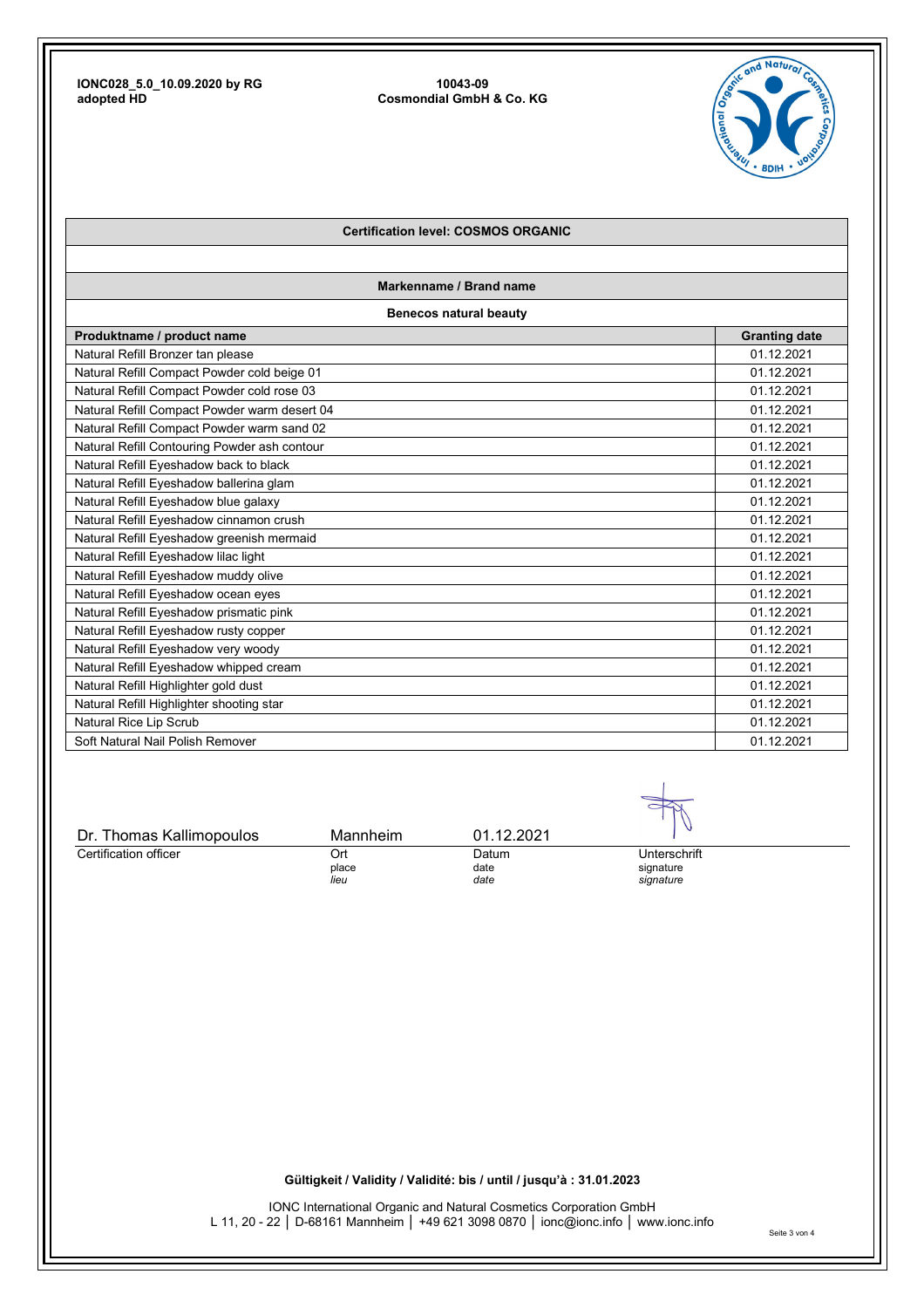IONC028_5.0_10.09.2020 by RG
adopted HD

10043-09
Cosmondial GmbH & Co. KG

**Certification level: COSMOS ORGANIC**

**Markenname / Brand name**

**Benecos natural beauty**

| Produktname / product name | Granting date |
|---|---|
| Natural Refill Bronzer tan please | 01.12.2021 |
| Natural Refill Compact Powder cold beige 01 | 01.12.2021 |
| Natural Refill Compact Powder cold rose 03 | 01.12.2021 |
| Natural Refill Compact Powder warm desert 04 | 01.12.2021 |
| Natural Refill Compact Powder warm sand 02 | 01.12.2021 |
| Natural Refill Contouring Powder ash contour | 01.12.2021 |
| Natural Refill Eyeshadow back to black | 01.12.2021 |
| Natural Refill Eyeshadow ballerina glam | 01.12.2021 |
| Natural Refill Eyeshadow blue galaxy | 01.12.2021 |
| Natural Refill Eyeshadow cinnamon crush | 01.12.2021 |
| Natural Refill Eyeshadow greenish mermaid | 01.12.2021 |
| Natural Refill Eyeshadow lilac light | 01.12.2021 |
| Natural Refill Eyeshadow muddy olive | 01.12.2021 |
| Natural Refill Eyeshadow ocean eyes | 01.12.2021 |
| Natural Refill Eyeshadow prismatic pink | 01.12.2021 |
| Natural Refill Eyeshadow rusty copper | 01.12.2021 |
| Natural Refill Eyeshadow very woody | 01.12.2021 |
| Natural Refill Eyeshadow whipped cream | 01.12.2021 |
| Natural Refill Highlighter gold dust | 01.12.2021 |
| Natural Refill Highlighter shooting star | 01.12.2021 |
| Natural Rice Lip Scrub | 01.12.2021 |
| Soft Natural Nail Polish Remover | 01.12.2021 |

| Dr. Thomas Kallimopoulos | Mannheim | 01.12.2021 | |
|---|---|---|---|
| Certification officer | Ort<br>place<br>*lieu* | Datum<br>date<br>*date* | Unterschrift<br>signature<br>*signature* |

**Gültigkeit / Validity / Validité: bis / until / jusqu'à : 31.01.2023**

IONC International Organic and Natural Cosmetics Corporation GmbH
L 11, 20 - 22 │ D-68161 Mannheim │ +49 621 3098 0870 │ ionc@ionc.info │ www.ionc.info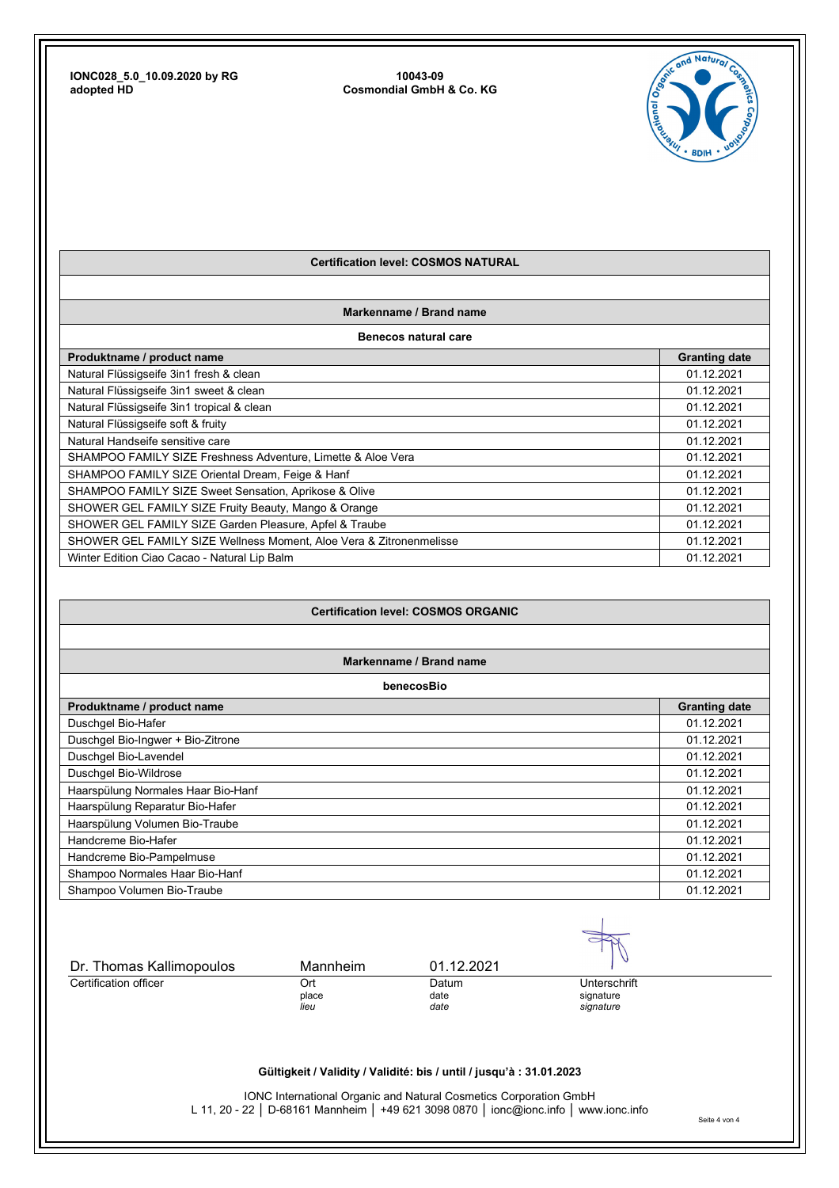**IONC028_5.0_10.09.2020 by RG**
**adopted HD**

**10043-09**
**Cosmondial GmbH & Co. KG**

**Certification level: COSMOS NATURAL**

**Markenname / Brand name**

**Benecos natural care**

| Produktname / product name | Granting date |
|---|---|
| Natural Flüssigseife 3in1 fresh & clean | 01.12.2021 |
| Natural Flüssigseife 3in1 sweet & clean | 01.12.2021 |
| Natural Flüssigseife 3in1 tropical & clean | 01.12.2021 |
| Natural Flüssigseife soft & fruity | 01.12.2021 |
| Natural Handseife sensitive care | 01.12.2021 |
| SHAMPOO FAMILY SIZE Freshness Adventure, Limette & Aloe Vera | 01.12.2021 |
| SHAMPOO FAMILY SIZE Oriental Dream, Feige & Hanf | 01.12.2021 |
| SHAMPOO FAMILY SIZE Sweet Sensation, Aprikose & Olive | 01.12.2021 |
| SHOWER GEL FAMILY SIZE Fruity Beauty, Mango & Orange | 01.12.2021 |
| SHOWER GEL FAMILY SIZE Garden Pleasure, Apfel & Traube | 01.12.2021 |
| SHOWER GEL FAMILY SIZE Wellness Moment, Aloe Vera & Zitronenmelisse | 01.12.2021 |
| Winter Edition Ciao Cacao - Natural Lip Balm | 01.12.2021 |

**Certification level: COSMOS ORGANIC**

**Markenname / Brand name**

**benecosBio**

| Produktname / product name | Granting date |
|---|---|
| Duschgel Bio-Hafer | 01.12.2021 |
| Duschgel Bio-Ingwer + Bio-Zitrone | 01.12.2021 |
| Duschgel Bio-Lavendel | 01.12.2021 |
| Duschgel Bio-Wildrose | 01.12.2021 |
| Haarspülung Normales Haar Bio-Hanf | 01.12.2021 |
| Haarspülung Reparatur Bio-Hafer | 01.12.2021 |
| Haarspülung Volumen Bio-Traube | 01.12.2021 |
| Handcreme Bio-Hafer | 01.12.2021 |
| Handcreme Bio-Pampelmuse | 01.12.2021 |
| Shampoo Normales Haar Bio-Hanf | 01.12.2021 |
| Shampoo Volumen Bio-Traube | 01.12.2021 |

| Dr. Thomas Kallimopoulos | Mannheim | 01.12.2021 | |
|---|---|---|---|
| Certification officer | Ort<br>place<br>*lieu* | Datum<br>date<br>*date* | Unterschrift<br>signature<br>*signature* |

**Gültigkeit / Validity / Validité: bis / until / jusqu'à : 31.01.2023**

IONC International Organic and Natural Cosmetics Corporation GmbH
L 11, 20 - 22 │ D-68161 Mannheim │ +49 621 3098 0870 │ ionc@ionc.info │ www.ionc.info